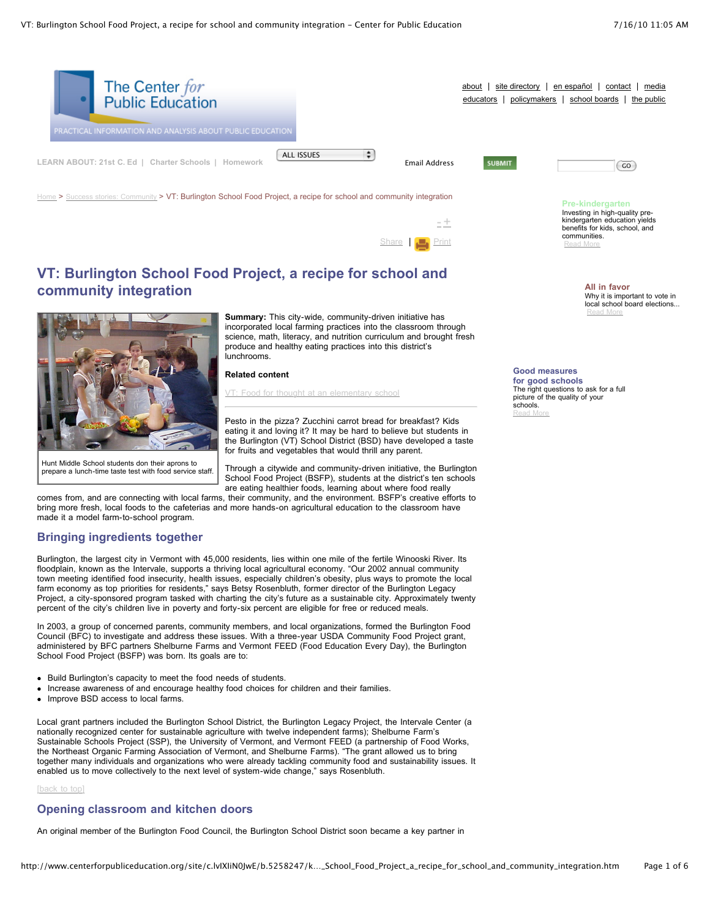# VT: Burlington School Food Project, a recipe for school and community integration

Hunt Middle School students don their aprons to prepare a lunch-time taste test with food service staff.

**Summary:** This city-wide, community-driven initiative has incorporated local farming practices into the classroom through science, math, literacy, and nutrition curriculum and brought fresh produce and healthy eating practices into this district's lunchrooms.

**Related content**

VT: Food for thought at an elementary school

Pesto in the pizza? Zucchini carrot bread for breakfast? Kids eating it and loving it? It may be hard to believe but students in the Burlington (VT) School District (BSD) have developed a taste for fruits and vegetables that would thrill any parent.

Through a citywide and community-driven initiative, the Burlington School Food Project (BSFP), students at the district's ten schools are eating healthier foods, learning about where food really comes from, and are connecting with local farms, their community, and the environment. BSFP's creative efforts to bring more fresh, local foods to the cafeterias and more hands-on agricultural education to the classroom have made it a model farm-to-school program.

## Bringing ingredients together

Burlington, the largest city in Vermont with 45,000 residents, lies within one mile of the fertile Winooski River. Its floodplain, known as the Intervale, supports a thriving local agricultural economy. "Our 2002 annual community town meeting identified food insecurity, health issues, especially children's obesity, plus ways to promote the local farm economy as top priorities for residents," says Betsy Rosenbluth, former director of the Burlington Legacy Project, a city-sponsored program tasked with charting the city's future as a sustainable city. Approximately twenty percent of the city's children live in poverty and forty-six percent are eligible for free or reduced meals.

In 2003, a group of concerned parents, community members, and local organizations, formed the Burlington Food Council (BFC) to investigate and address these issues. With a three-year USDA Community Food Project grant, administered by BFC partners Shelburne Farms and Vermont FEED (Food Education Every Day), the Burlington School Food Project (BSFP) was born. Its goals are to:

- Build Burlington's capacity to meet the food needs of students.
- Increase awareness of and encourage healthy food choices for children and their families.
- Improve BSD access to local farms.

Local grant partners included the Burlington School District, the Burlington Legacy Project, the Intervale Center (a nationally recognized center for sustainable agriculture with twelve independent farms); Shelburne Farm's Sustainable Schools Project (SSP), the University of Vermont, and Vermont FEED (a partnership of Food Works, the Northeast Organic Farming Association of Vermont, and Shelburne Farms). "The grant allowed us to bring together many individuals and organizations who were already tackling community food and sustainability issues. It enabled us to move collectively to the next level of system-wide change," says Rosenbluth.

[back to top]

## Opening classroom and kitchen doors

An original member of the Burlington Food Council, the Burlington School District soon became a key partner in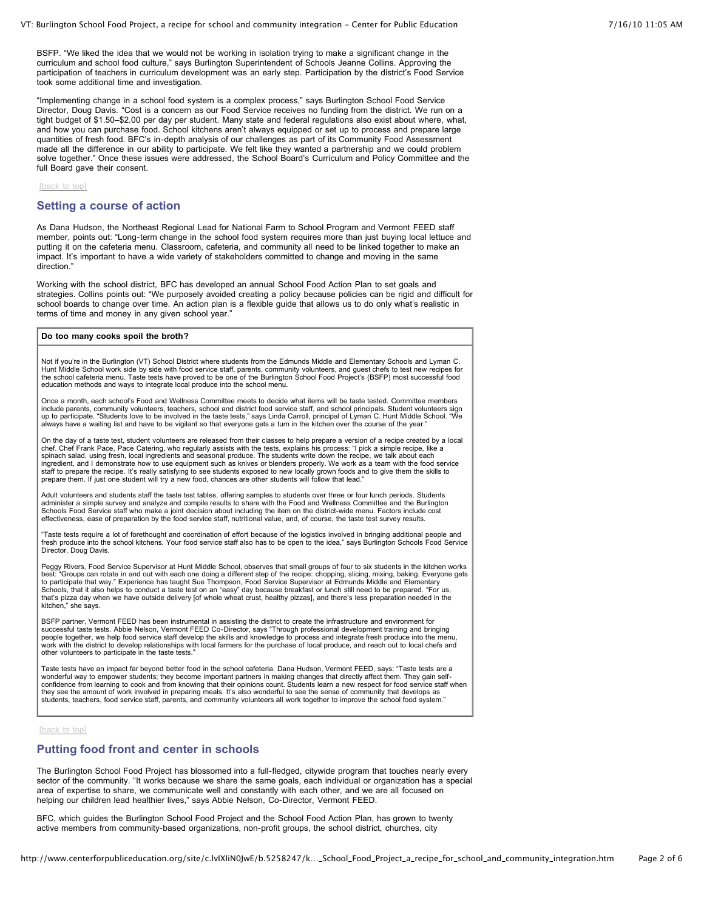BSFP. "We liked the idea that we would not be working in isolation trying to make a significant change in the curriculum and school food culture," says Burlington Superintendent of Schools Jeanne Collins. Approving the participation of teachers in curriculum development was an early step. Participation by the district's Food Service took some additional time and investigation.

"Implementing change in a school food system is a complex process," says Burlington School Food Service Director, Doug Davis. "Cost is a concern as our Food Service receives no funding from the district. We run on a tight budget of $1.50–$2.00 per day per student. Many state and federal regulations also exist about where, what, and how you can purchase food. School kitchens aren't always equipped or set up to process and prepare large quantities of fresh food. BFC's in-depth analysis of our challenges as part of its Community Food Assessment made all the difference in our ability to participate. We felt like they wanted a partnership and we could problem solve together." Once these issues were addressed, the School Board's Curriculum and Policy Committee and the full Board gave their consent.

[back to top]

## Setting a course of action

As Dana Hudson, the Northeast Regional Lead for National Farm to School Program and Vermont FEED staff member, points out: "Long-term change in the school food system requires more than just buying local lettuce and putting it on the cafeteria menu. Classroom, cafeteria, and community all need to be linked together to make an impact. It's important to have a wide variety of stakeholders committed to change and moving in the same direction."

Working with the school district, BFC has developed an annual School Food Action Plan to set goals and strategies. Collins points out: "We purposely avoided creating a policy because policies can be rigid and difficult for school boards to change over time. An action plan is a flexible guide that allows us to do only what's realistic in terms of time and money in any given school year."

**Do too many cooks spoil the broth?**

Not if you're in the Burlington (VT) School District where students from the Edmunds Middle and Elementary Schools and Lyman C. Hunt Middle School work side by side with food service staff, parents, community volunteers, and guest chefs to test new recipes for the school cafeteria menu. Taste tests have proved to be one of the Burlington School Food Project's (BSFP) most successful food education methods and ways to integrate local produce into the school menu.

Once a month, each school's Food and Wellness Committee meets to decide what items will be taste tested. Committee members include parents, community volunteers, teachers, school and district food service staff, and school principals. Student volunteers sign up to participate. "Students love to be involved in the taste tests," says Linda Carroll, principal of Lyman C. Hunt Middle School. "We always have a waiting list and have to be vigilant so that everyone gets a turn in the kitchen over the course of the year."

On the day of a taste test, student volunteers are released from their classes to help prepare a version of a recipe created by a local chef. Chef Frank Pace, Pace Catering, who regularly assists with the tests, explains his process: "I pick a simple recipe, like a spinach salad, using fresh, local ingredients and seasonal produce. The students write down the recipe, we talk about each ingredient, and I demonstrate how to use equipment such as knives or blenders properly. We work as a team with the food service staff to prepare the recipe. It's really satisfying to see students exposed to new locally grown foods and to give them the skills to prepare them. If just one student will try a new food, chances are other students will follow that lead."

Adult volunteers and students staff the taste test tables, offering samples to students over three or four lunch periods. Students administer a simple survey and analyze and compile results to share with the Food and Wellness Committee and the Burlington Schools Food Service staff who make a joint decision about including the item on the district-wide menu. Factors include cost effectiveness, ease of preparation by the food service staff, nutritional value, and, of course, the taste test survey results.

"Taste tests require a lot of forethought and coordination of effort because of the logistics involved in bringing additional people and fresh produce into the school kitchens. Your food service staff also has to be open to the idea," says Burlington Schools Food Service Director, Doug Davis.

Peggy Rivers, Food Service Supervisor at Hunt Middle School, observes that small groups of four to six students in the kitchen works best: "Groups can rotate in and out with each one doing a different step of the recipe: chopping, slicing, mixing, baking. Everyone gets to participate that way." Experience has taught Sue Thompson, Food Service Supervisor at Edmunds Middle and Elementary Schools, that it also helps to conduct a taste test on an "easy" day because breakfast or lunch still need to be prepared. "For us, that's pizza day when we have outside delivery [of whole wheat crust, healthy pizzas], and there's less preparation needed in the kitchen," she says.

BSFP partner, Vermont FEED has been instrumental in assisting the district to create the infrastructure and environment for successful taste tests. Abbie Nelson, Vermont FEED Co-Director, says "Through professional development training and bringing people together, we help food service staff develop the skills and knowledge to process and integrate fresh produce into the menu, work with the district to develop relationships with local farmers for the purchase of local produce, and reach out to local chefs and other volunteers to participate in the taste tests."

Taste tests have an impact far beyond better food in the school cafeteria. Dana Hudson, Vermont FEED, says: "Taste tests are a wonderful way to empower students; they become important partners in making changes that directly affect them. They gain self-confidence from learning to cook and from knowing that their opinions count. Students learn a new respect for food service staff when they see the amount of work involved in preparing meals. It's also wonderful to see the sense of community that develops as students, teachers, food service staff, parents, and community volunteers all work together to improve the school food system."

[back to top]

## Putting food front and center in schools

The Burlington School Food Project has blossomed into a full-fledged, citywide program that touches nearly every sector of the community. "It works because we share the same goals, each individual or organization has a special area of expertise to share, we communicate well and constantly with each other, and we are all focused on helping our children lead healthier lives," says Abbie Nelson, Co-Director, Vermont FEED.

BFC, which guides the Burlington School Food Project and the School Food Action Plan, has grown to twenty active members from community-based organizations, non-profit groups, the school district, churches, city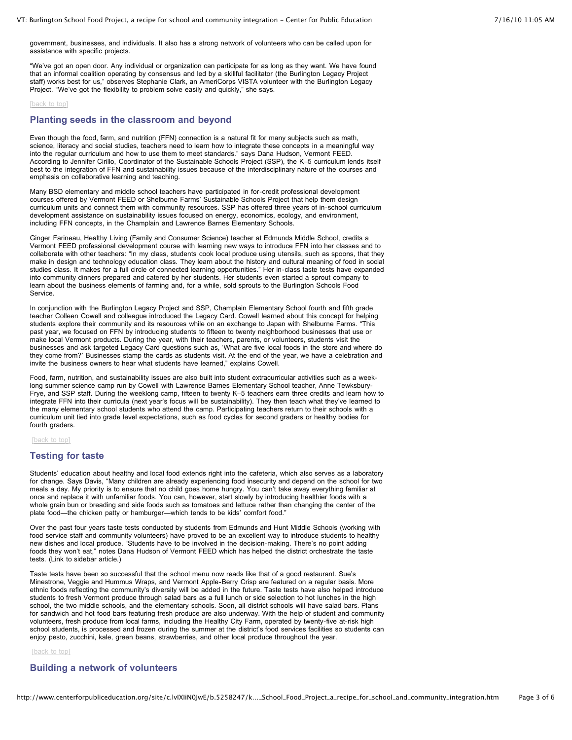government, businesses, and individuals. It also has a strong network of volunteers who can be called upon for assistance with specific projects.

"We've got an open door. Any individual or organization can participate for as long as they want. We have found that an informal coalition operating by consensus and led by a skillful facilitator (the Burlington Legacy Project staff) works best for us," observes Stephanie Clark, an AmeriCorps VISTA volunteer with the Burlington Legacy Project. "We've got the flexibility to problem solve easily and quickly," she says.

[back to top]

## Planting seeds in the classroom and beyond

Even though the food, farm, and nutrition (FFN) connection is a natural fit for many subjects such as math, science, literacy and social studies, teachers need to learn how to integrate these concepts in a meaningful way into the regular curriculum and how to use them to meet standards." says Dana Hudson, Vermont FEED. According to Jennifer Cirillo, Coordinator of the Sustainable Schools Project (SSP), the K–5 curriculum lends itself best to the integration of FFN and sustainability issues because of the interdisciplinary nature of the courses and emphasis on collaborative learning and teaching.

Many BSD elementary and middle school teachers have participated in for-credit professional development courses offered by Vermont FEED or Shelburne Farms' Sustainable Schools Project that help them design curriculum units and connect them with community resources. SSP has offered three years of in-school curriculum development assistance on sustainability issues focused on energy, economics, ecology, and environment, including FFN concepts, in the Champlain and Lawrence Barnes Elementary Schools.

Ginger Farineau, Healthy Living (Family and Consumer Science) teacher at Edmunds Middle School, credits a Vermont FEED professional development course with learning new ways to introduce FFN into her classes and to collaborate with other teachers: "In my class, students cook local produce using utensils, such as spoons, that they make in design and technology education class. They learn about the history and cultural meaning of food in social studies class. It makes for a full circle of connected learning opportunities." Her in-class taste tests have expanded into community dinners prepared and catered by her students. Her students even started a sprout company to learn about the business elements of farming and, for a while, sold sprouts to the Burlington Schools Food Service.

In conjunction with the Burlington Legacy Project and SSP, Champlain Elementary School fourth and fifth grade teacher Colleen Cowell and colleague introduced the Legacy Card. Cowell learned about this concept for helping students explore their community and its resources while on an exchange to Japan with Shelburne Farms. "This past year, we focused on FFN by introducing students to fifteen to twenty neighborhood businesses that use or make local Vermont products. During the year, with their teachers, parents, or volunteers, students visit the businesses and ask targeted Legacy Card questions such as, 'What are five local foods in the store and where do they come from?' Businesses stamp the cards as students visit. At the end of the year, we have a celebration and invite the business owners to hear what students have learned," explains Cowell.

Food, farm, nutrition, and sustainability issues are also built into student extracurricular activities such as a week-long summer science camp run by Cowell with Lawrence Barnes Elementary School teacher, Anne Tewksbury-Frye, and SSP staff. During the weeklong camp, fifteen to twenty K–5 teachers earn three credits and learn how to integrate FFN into their curricula (next year's focus will be sustainability). They then teach what they've learned to the many elementary school students who attend the camp. Participating teachers return to their schools with a curriculum unit tied into grade level expectations, such as food cycles for second graders or healthy bodies for fourth graders.

[back to top]

## Testing for taste

Students' education about healthy and local food extends right into the cafeteria, which also serves as a laboratory for change. Says Davis, "Many children are already experiencing food insecurity and depend on the school for two meals a day. My priority is to ensure that no child goes home hungry. You can't take away everything familiar at once and replace it with unfamiliar foods. You can, however, start slowly by introducing healthier foods with a whole grain bun or breading and side foods such as tomatoes and lettuce rather than changing the center of the plate food—the chicken patty or hamburger—which tends to be kids' comfort food."

Over the past four years taste tests conducted by students from Edmunds and Hunt Middle Schools (working with food service staff and community volunteers) have proved to be an excellent way to introduce students to healthy new dishes and local produce. "Students have to be involved in the decision-making. There's no point adding foods they won't eat," notes Dana Hudson of Vermont FEED which has helped the district orchestrate the taste tests. (Link to sidebar article.)

Taste tests have been so successful that the school menu now reads like that of a good restaurant. Sue's Minestrone, Veggie and Hummus Wraps, and Vermont Apple-Berry Crisp are featured on a regular basis. More ethnic foods reflecting the community's diversity will be added in the future. Taste tests have also helped introduce students to fresh Vermont produce through salad bars as a full lunch or side selection to hot lunches in the high school, the two middle schools, and the elementary schools. Soon, all district schools will have salad bars. Plans for sandwich and hot food bars featuring fresh produce are also underway. With the help of student and community volunteers, fresh produce from local farms, including the Healthy City Farm, operated by twenty-five at-risk high school students, is processed and frozen during the summer at the district's food services facilities so students can enjoy pesto, zucchini, kale, green beans, strawberries, and other local produce throughout the year.

[back to top]

## Building a network of volunteers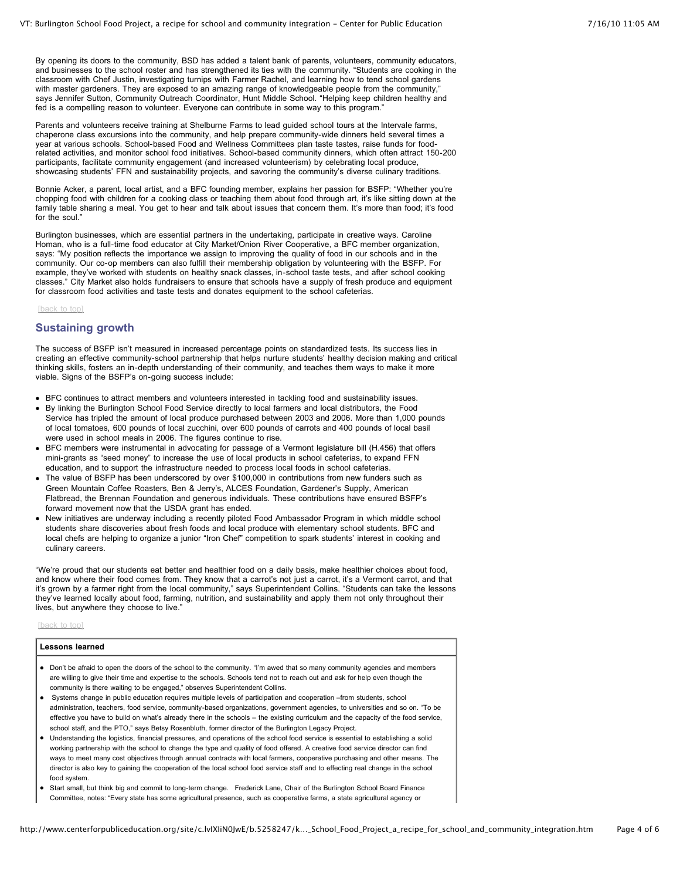By opening its doors to the community, BSD has added a talent bank of parents, volunteers, community educators, and businesses to the school roster and has strengthened its ties with the community. "Students are cooking in the classroom with Chef Justin, investigating turnips with Farmer Rachel, and learning how to tend school gardens with master gardeners. They are exposed to an amazing range of knowledgeable people from the community," says Jennifer Sutton, Community Outreach Coordinator, Hunt Middle School. "Helping keep children healthy and fed is a compelling reason to volunteer. Everyone can contribute in some way to this program."

Parents and volunteers receive training at Shelburne Farms to lead guided school tours at the Intervale farms, chaperone class excursions into the community, and help prepare community-wide dinners held several times a year at various schools. School-based Food and Wellness Committees plan taste tastes, raise funds for food-related activities, and monitor school food initiatives. School-based community dinners, which often attract 150-200 participants, facilitate community engagement (and increased volunteerism) by celebrating local produce, showcasing students' FFN and sustainability projects, and savoring the community's diverse culinary traditions.

Bonnie Acker, a parent, local artist, and a BFC founding member, explains her passion for BSFP: "Whether you're chopping food with children for a cooking class or teaching them about food through art, it's like sitting down at the family table sharing a meal. You get to hear and talk about issues that concern them. It's more than food; it's food for the soul."

Burlington businesses, which are essential partners in the undertaking, participate in creative ways. Caroline Homan, who is a full-time food educator at City Market/Onion River Cooperative, a BFC member organization, says: "My position reflects the importance we assign to improving the quality of food in our schools and in the community. Our co-op members can also fulfill their membership obligation by volunteering with the BSFP. For example, they've worked with students on healthy snack classes, in-school taste tests, and after school cooking classes." City Market also holds fundraisers to ensure that schools have a supply of fresh produce and equipment for classroom food activities and taste tests and donates equipment to the school cafeterias.

[back to top]

## Sustaining growth

The success of BSFP isn't measured in increased percentage points on standardized tests. Its success lies in creating an effective community-school partnership that helps nurture students' healthy decision making and critical thinking skills, fosters an in-depth understanding of their community, and teaches them ways to make it more viable. Signs of the BSFP's on-going success include:

- BFC continues to attract members and volunteers interested in tackling food and sustainability issues.
- By linking the Burlington School Food Service directly to local farmers and local distributors, the Food Service has tripled the amount of local produce purchased between 2003 and 2006. More than 1,000 pounds of local tomatoes, 600 pounds of local zucchini, over 600 pounds of carrots and 400 pounds of local basil were used in school meals in 2006. The figures continue to rise.
- BFC members were instrumental in advocating for passage of a Vermont legislature bill (H.456) that offers mini-grants as "seed money" to increase the use of local products in school cafeterias, to expand FFN education, and to support the infrastructure needed to process local foods in school cafeterias.
- The value of BSFP has been underscored by over $100,000 in contributions from new funders such as Green Mountain Coffee Roasters, Ben & Jerry's, ALCES Foundation, Gardener's Supply, American Flatbread, the Brennan Foundation and generous individuals. These contributions have ensured BSFP's forward movement now that the USDA grant has ended.
- New initiatives are underway including a recently piloted Food Ambassador Program in which middle school students share discoveries about fresh foods and local produce with elementary school students. BFC and local chefs are helping to organize a junior "Iron Chef" competition to spark students' interest in cooking and culinary careers.

"We're proud that our students eat better and healthier food on a daily basis, make healthier choices about food, and know where their food comes from. They know that a carrot's not just a carrot, it's a Vermont carrot, and that it's grown by a farmer right from the local community," says Superintendent Collins. "Students can take the lessons they've learned locally about food, farming, nutrition, and sustainability and apply them not only throughout their lives, but anywhere they choose to live."

[back to top]

**Lessons learned**

- Don't be afraid to open the doors of the school to the community. "I'm awed that so many community agencies and members are willing to give their time and expertise to the schools. Schools tend not to reach out and ask for help even though the community is there waiting to be engaged," observes Superintendent Collins.
- Systems change in public education requires multiple levels of participation and cooperation –from students, school administration, teachers, food service, community-based organizations, government agencies, to universities and so on. "To be effective you have to build on what's already there in the schools – the existing curriculum and the capacity of the food service, school staff, and the PTO," says Betsy Rosenbluth, former director of the Burlington Legacy Project.
- Understanding the logistics, financial pressures, and operations of the school food service is essential to establishing a solid working partnership with the school to change the type and quality of food offered. A creative food service director can find ways to meet many cost objectives through annual contracts with local farmers, cooperative purchasing and other means. The director is also key to gaining the cooperation of the local school food service staff and to effecting real change in the school food system.
- Start small, but think big and commit to long-term change. Frederick Lane, Chair of the Burlington School Board Finance Committee, notes: "Every state has some agricultural presence, such as cooperative farms, a state agricultural agency or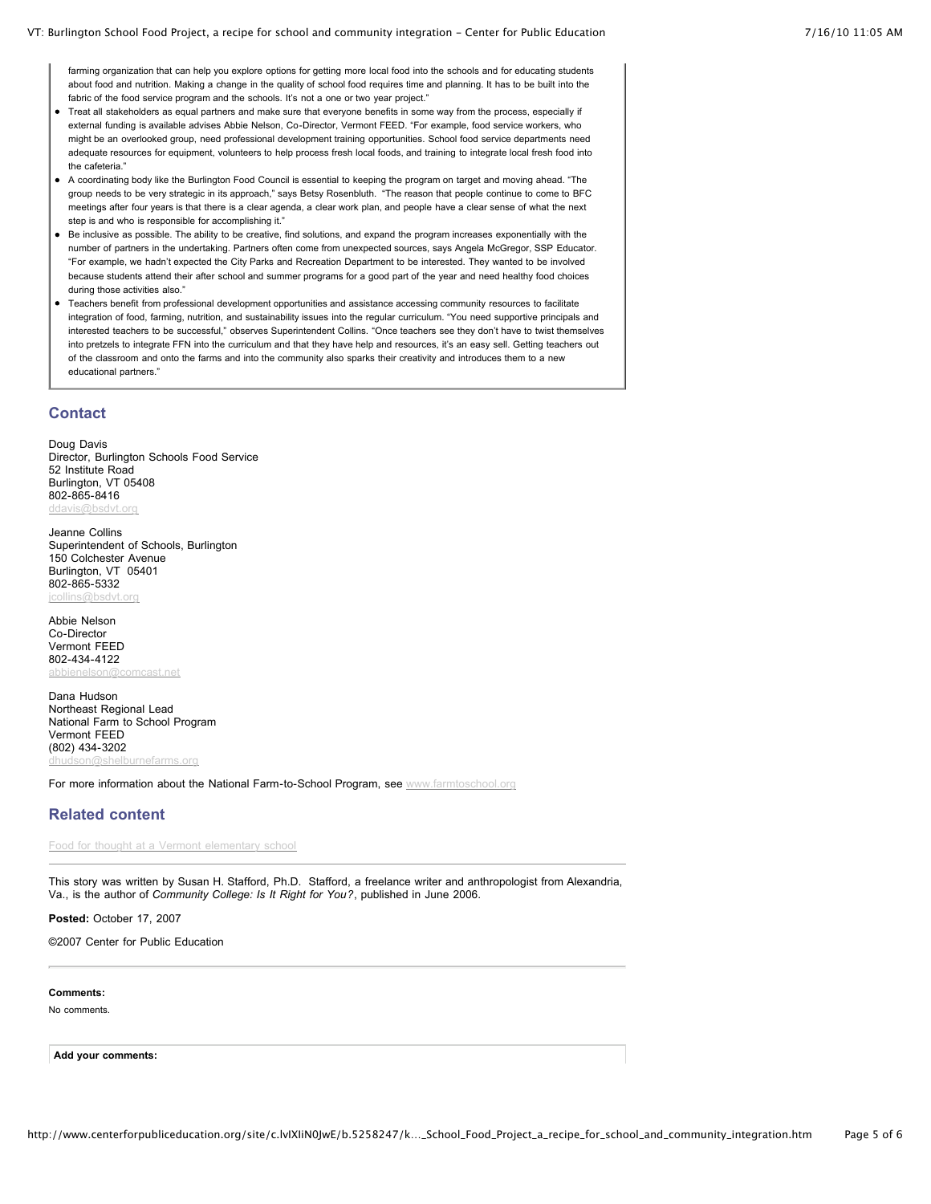farming organization that can help you explore options for getting more local food into the schools and for educating students about food and nutrition. Making a change in the quality of school food requires time and planning. It has to be built into the fabric of the food service program and the schools. It's not a one or two year project."

- Treat all stakeholders as equal partners and make sure that everyone benefits in some way from the process, especially if external funding is available advises Abbie Nelson, Co-Director, Vermont FEED. "For example, food service workers, who might be an overlooked group, need professional development training opportunities. School food service departments need adequate resources for equipment, volunteers to help process fresh local foods, and training to integrate local fresh food into the cafeteria."
- A coordinating body like the Burlington Food Council is essential to keeping the program on target and moving ahead. "The group needs to be very strategic in its approach," says Betsy Rosenbluth. "The reason that people continue to come to BFC meetings after four years is that there is a clear agenda, a clear work plan, and people have a clear sense of what the next step is and who is responsible for accomplishing it."
- Be inclusive as possible. The ability to be creative, find solutions, and expand the program increases exponentially with the number of partners in the undertaking. Partners often come from unexpected sources, says Angela McGregor, SSP Educator. "For example, we hadn't expected the City Parks and Recreation Department to be interested. They wanted to be involved because students attend their after school and summer programs for a good part of the year and need healthy food choices during those activities also."
- Teachers benefit from professional development opportunities and assistance accessing community resources to facilitate integration of food, farming, nutrition, and sustainability issues into the regular curriculum. "You need supportive principals and interested teachers to be successful," observes Superintendent Collins. "Once teachers see they don't have to twist themselves into pretzels to integrate FFN into the curriculum and that they have help and resources, it's an easy sell. Getting teachers out of the classroom and onto the farms and into the community also sparks their creativity and introduces them to a new educational partners."

## Contact

Doug Davis
Director, Burlington Schools Food Service
52 Institute Road
Burlington, VT 05408
802-865-8416
ddavis@bsdvt.org

Jeanne Collins
Superintendent of Schools, Burlington
150 Colchester Avenue
Burlington, VT 05401
802-865-5332
jcollins@bsdvt.org

Abbie Nelson
Co-Director
Vermont FEED
802-434-4122
abbienelson@comcast.net

Dana Hudson
Northeast Regional Lead
National Farm to School Program
Vermont FEED
(802) 434-3202
dhudson@shelburnefarms.org

For more information about the National Farm-to-School Program, see www.farmtoschool.org

## Related content

Food for thought at a Vermont elementary school

This story was written by Susan H. Stafford, Ph.D. Stafford, a freelance writer and anthropologist from Alexandria, Va., is the author of *Community College: Is It Right for You?*, published in June 2006.

**Posted:** October 17, 2007

©2007 Center for Public Education

**Comments:**

No comments.

**Add your comments:**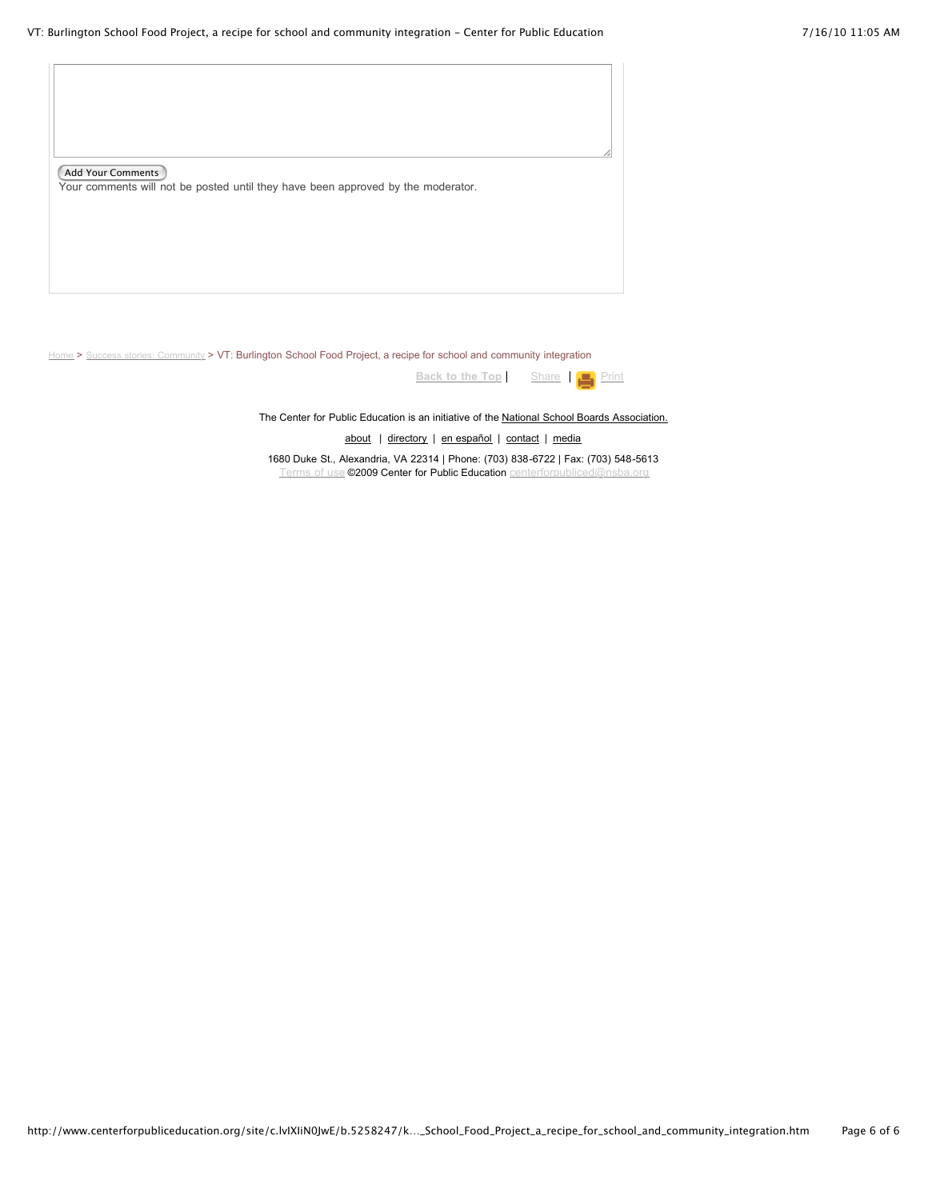Add Your Comments

Your comments will not be posted until they have been approved by the moderator.

Home > Success stories: Community > VT: Burlington School Food Project, a recipe for school and community integration

Back to the Top | Share | Print

The Center for Public Education is an initiative of the National School Boards Association.

about | directory | en español | contact | media

1680 Duke St., Alexandria, VA 22314 | Phone: (703) 838-6722 | Fax: (703) 548-5613
Terms of use ©2009 Center for Public Education centerforpubliced@nsba.org